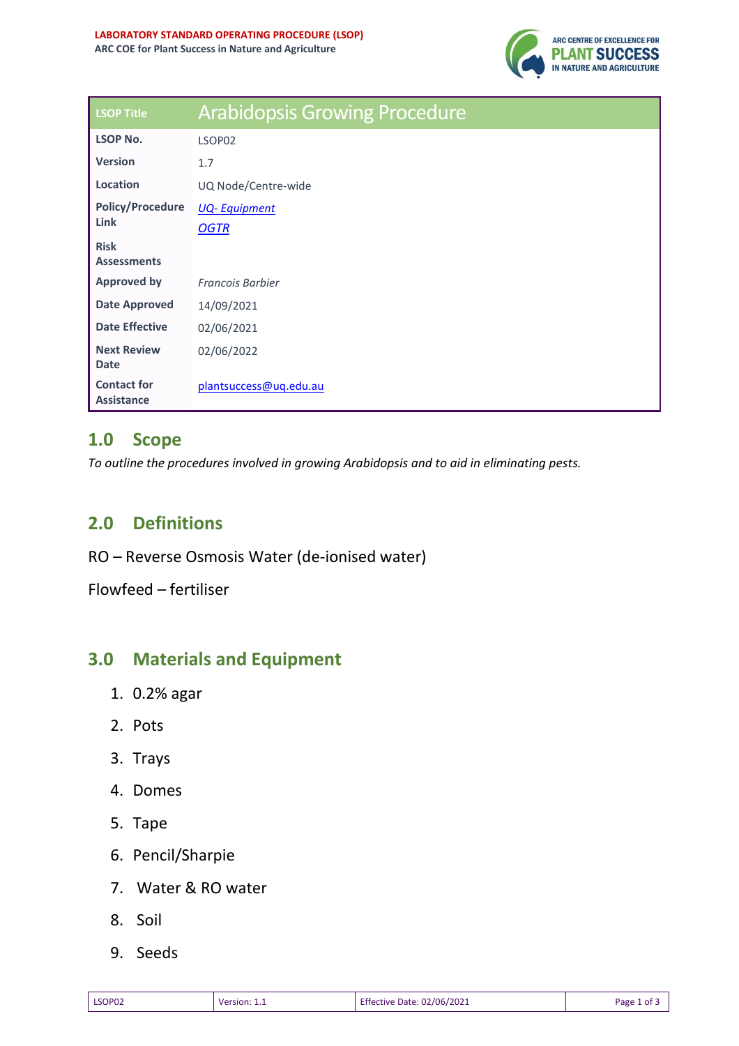**LABORATORY STANDARD OPERATING PROCEDURE (LSOP)**
**ARC COE for Plant Success in Nature and Agriculture**

| LSOP Title | Arabidopsis Growing Procedure |
|---|---|
| **LSOP No.** | LSOP02 |
| **Version** | 1.7 |
| **Location** | UQ Node/Centre-wide |
| **Policy/Procedure Link** | *UQ- Equipment* *OGTR* |
| **Risk Assessments** | |
| **Approved by** | *Francois Barbier* |
| **Date Approved** | 14/09/2021 |
| **Date Effective** | 02/06/2021 |
| **Next Review Date** | 02/06/2022 |
| **Contact for Assistance** | plantsuccess@uq.edu.au |

## 1.0 Scope

*To outline the procedures involved in growing Arabidopsis and to aid in eliminating pests.*

## 2.0 Definitions

RO – Reverse Osmosis Water (de-ionised water)

Flowfeed – fertiliser

## 3.0 Materials and Equipment

1. 0.2% agar
2. Pots
3. Trays
4. Domes
5. Tape
6. Pencil/Sharpie
7. Water & RO water
8. Soil
9. Seeds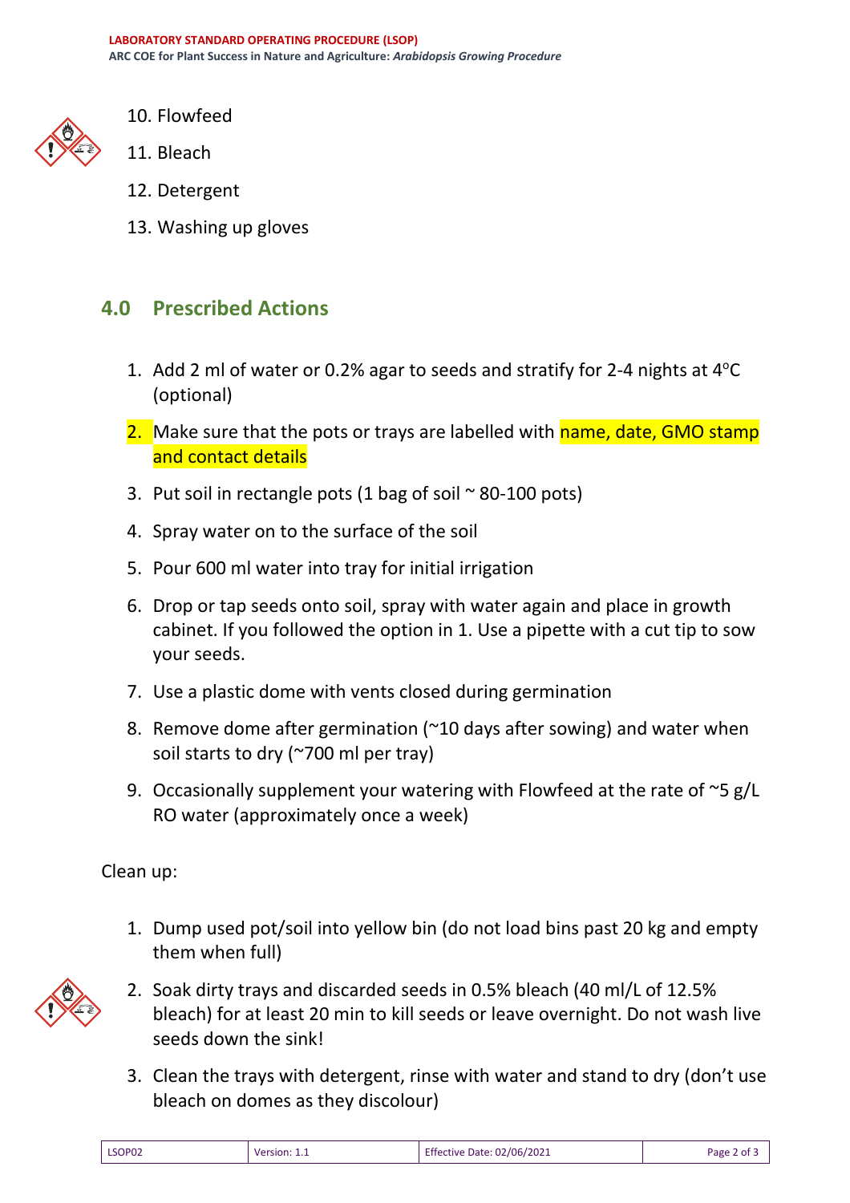10. Flowfeed
11. Bleach
12. Detergent
13. Washing up gloves

## 4.0 Prescribed Actions

1. Add 2 ml of water or 0.2% agar to seeds and stratify for 2-4 nights at 4$^{o}$C (optional)
2. Make sure that the pots or trays are labelled with name, date, GMO stamp and contact details
3. Put soil in rectangle pots (1 bag of soil ~ 80-100 pots)
4. Spray water on to the surface of the soil
5. Pour 600 ml water into tray for initial irrigation
6. Drop or tap seeds onto soil, spray with water again and place in growth cabinet. If you followed the option in 1. Use a pipette with a cut tip to sow your seeds.
7. Use a plastic dome with vents closed during germination
8. Remove dome after germination (~10 days after sowing) and water when soil starts to dry (~700 ml per tray)
9. Occasionally supplement your watering with Flowfeed at the rate of ~5 g/L RO water (approximately once a week)

Clean up:

1. Dump used pot/soil into yellow bin (do not load bins past 20 kg and empty them when full)
2. Soak dirty trays and discarded seeds in 0.5% bleach (40 ml/L of 12.5% bleach) for at least 20 min to kill seeds or leave overnight. Do not wash live seeds down the sink!
3. Clean the trays with detergent, rinse with water and stand to dry (don't use bleach on domes as they discolour)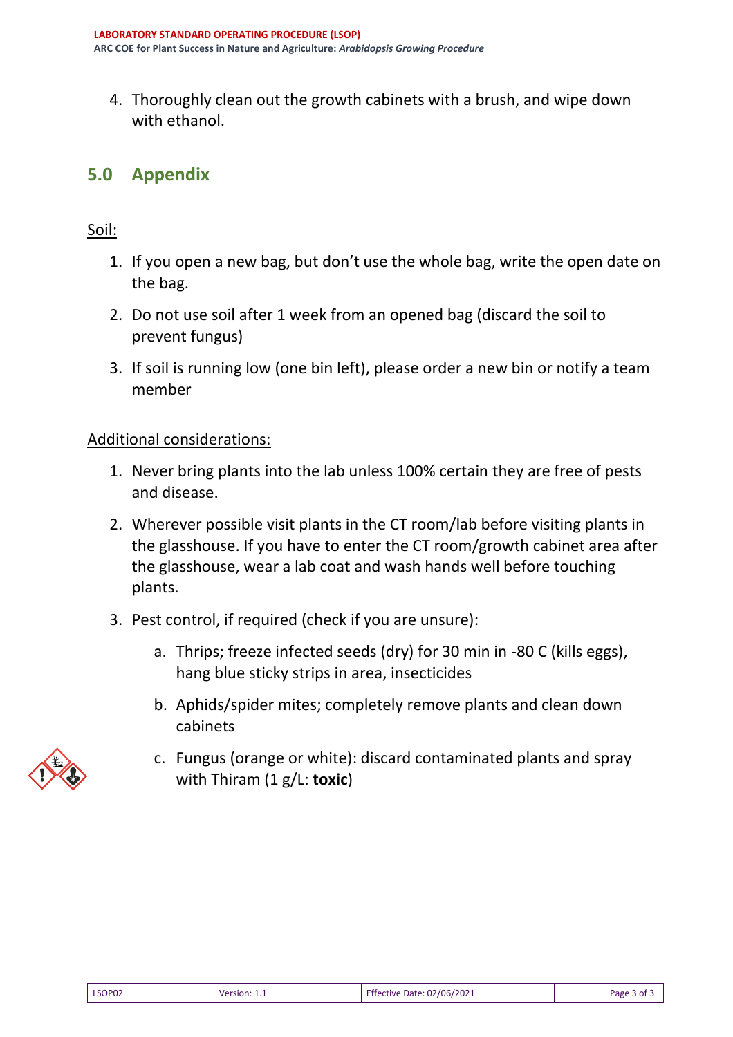4. Thoroughly clean out the growth cabinets with a brush, and wipe down with ethanol.

## 5.0 Appendix

Soil:

1. If you open a new bag, but don't use the whole bag, write the open date on the bag.
2. Do not use soil after 1 week from an opened bag (discard the soil to prevent fungus)
3. If soil is running low (one bin left), please order a new bin or notify a team member

Additional considerations:

1. Never bring plants into the lab unless 100% certain they are free of pests and disease.
2. Wherever possible visit plants in the CT room/lab before visiting plants in the glasshouse. If you have to enter the CT room/growth cabinet area after the glasshouse, wear a lab coat and wash hands well before touching plants.
3. Pest control, if required (check if you are unsure):
   a. Thrips; freeze infected seeds (dry) for 30 min in -80 C (kills eggs), hang blue sticky strips in area, insecticides
   b. Aphids/spider mites; completely remove plants and clean down cabinets
   c. Fungus (orange or white): discard contaminated plants and spray with Thiram (1 g/L: **toxic**)